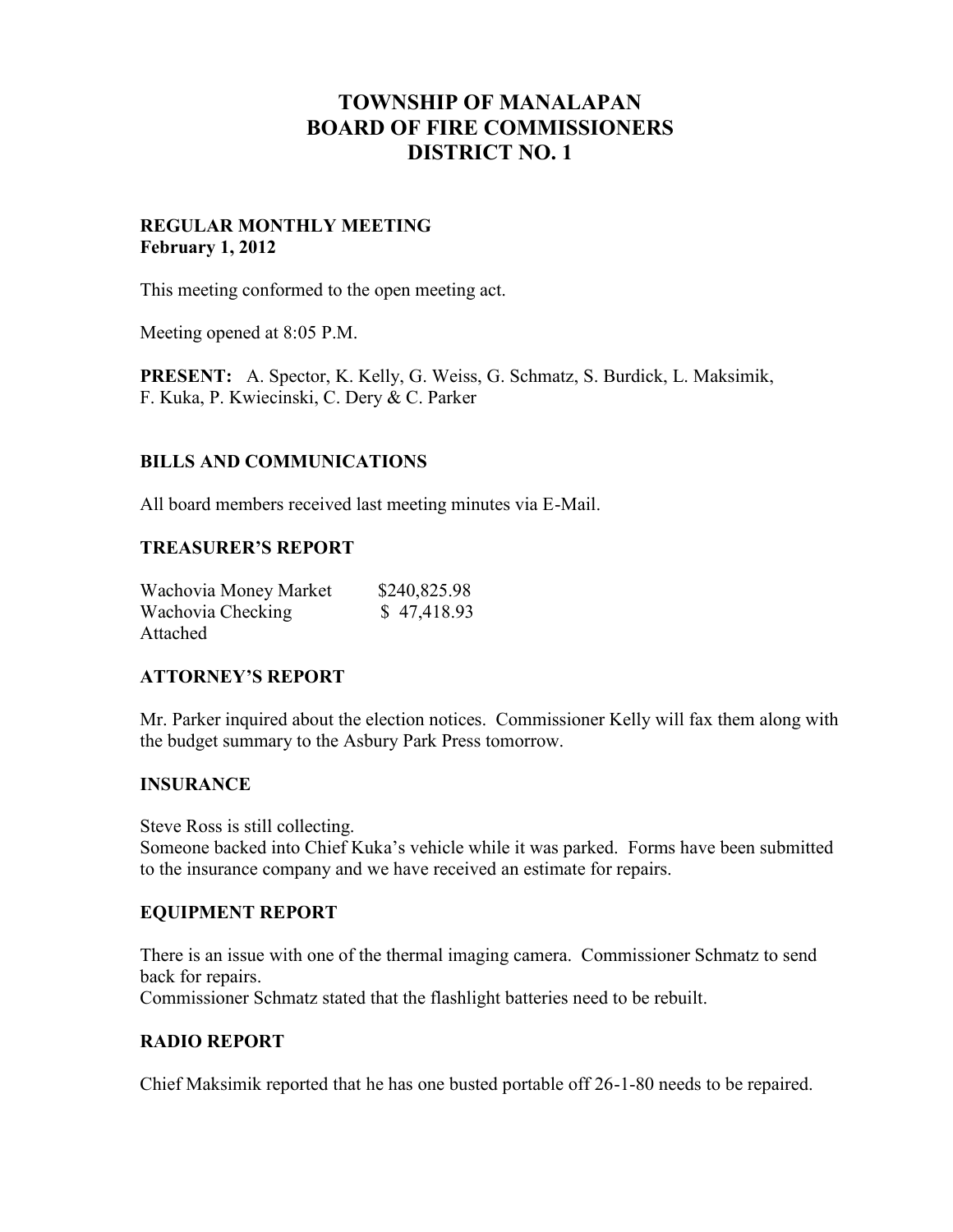# TOWNSHIP OF MANALAPAN
# BOARD OF FIRE COMMISSIONERS
# DISTRICT NO. 1

**REGULAR MONTHLY MEETING**
**February 1, 2012**

This meeting conformed to the open meeting act.

Meeting opened at 8:05 P.M.

**PRESENT:** A. Spector, K. Kelly, G. Weiss, G. Schmatz, S. Burdick, L. Maksimik, F. Kuka, P. Kwiecinski, C. Dery & C. Parker

## BILLS AND COMMUNICATIONS

All board members received last meeting minutes via E-Mail.

## TREASURER'S REPORT

| | |
|---|---|
| Wachovia Money Market | $240,825.98 |
| Wachovia Checking | $ 47,418.93 |

Attached

## ATTORNEY'S REPORT

Mr. Parker inquired about the election notices. Commissioner Kelly will fax them along with the budget summary to the Asbury Park Press tomorrow.

## INSURANCE

Steve Ross is still collecting.
Someone backed into Chief Kuka's vehicle while it was parked. Forms have been submitted to the insurance company and we have received an estimate for repairs.

## EQUIPMENT REPORT

There is an issue with one of the thermal imaging camera. Commissioner Schmatz to send back for repairs.
Commissioner Schmatz stated that the flashlight batteries need to be rebuilt.

## RADIO REPORT

Chief Maksimik reported that he has one busted portable off 26-1-80 needs to be repaired.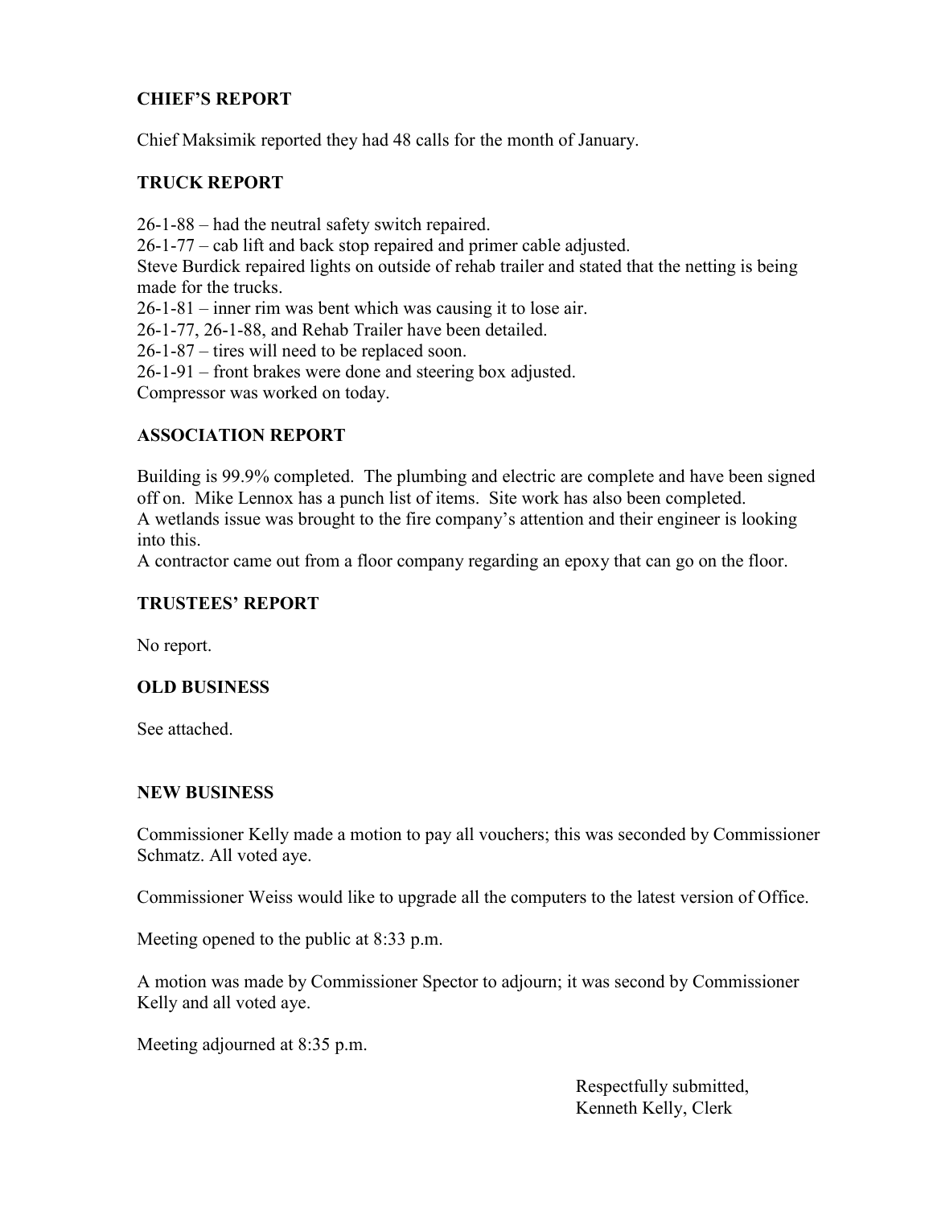## CHIEF'S REPORT

Chief Maksimik reported they had 48 calls for the month of January.

## TRUCK REPORT

26-1-88 – had the neutral safety switch repaired.
26-1-77 – cab lift and back stop repaired and primer cable adjusted.
Steve Burdick repaired lights on outside of rehab trailer and stated that the netting is being made for the trucks.
26-1-81 – inner rim was bent which was causing it to lose air.
26-1-77, 26-1-88, and Rehab Trailer have been detailed.
26-1-87 – tires will need to be replaced soon.
26-1-91 – front brakes were done and steering box adjusted.
Compressor was worked on today.

## ASSOCIATION REPORT

Building is 99.9% completed. The plumbing and electric are complete and have been signed off on. Mike Lennox has a punch list of items. Site work has also been completed.
A wetlands issue was brought to the fire company's attention and their engineer is looking into this.
A contractor came out from a floor company regarding an epoxy that can go on the floor.

## TRUSTEES' REPORT

No report.

## OLD BUSINESS

See attached.

## NEW BUSINESS

Commissioner Kelly made a motion to pay all vouchers; this was seconded by Commissioner Schmatz. All voted aye.

Commissioner Weiss would like to upgrade all the computers to the latest version of Office.

Meeting opened to the public at 8:33 p.m.

A motion was made by Commissioner Spector to adjourn; it was second by Commissioner Kelly and all voted aye.

Meeting adjourned at 8:35 p.m.

Respectfully submitted,
Kenneth Kelly, Clerk